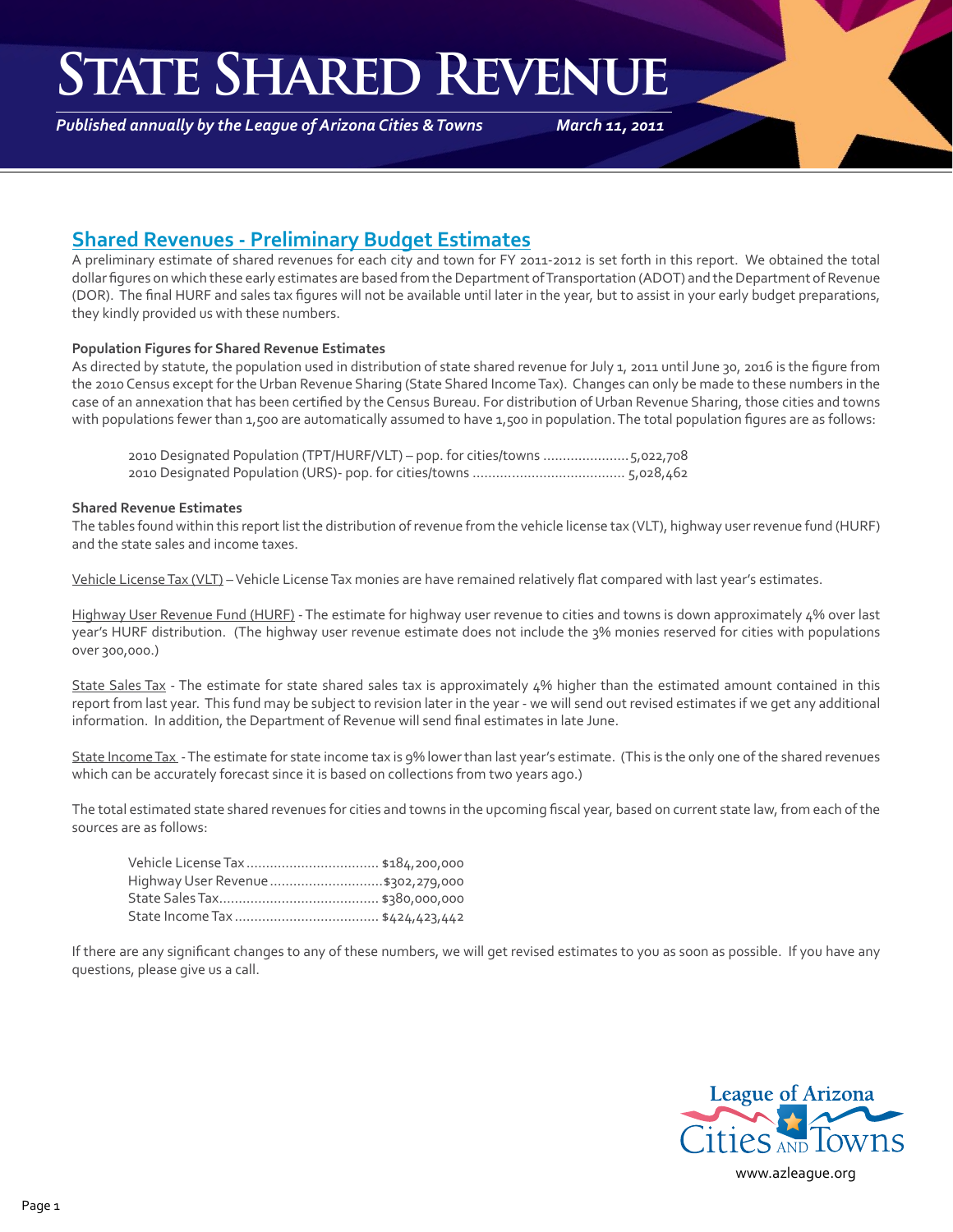# State Shared Revenue

*Published annually by the League of Arizona Cities & Towns* *March 11, 2011*

## Shared Revenues - Preliminary Budget Estimates

A preliminary estimate of shared revenues for each city and town for FY 2011-2012 is set forth in this report. We obtained the total dollar figures on which these early estimates are based from the Department of Transportation (ADOT) and the Department of Revenue (DOR). The final HURF and sales tax figures will not be available until later in the year, but to assist in your early budget preparations, they kindly provided us with these numbers.

**Population Figures for Shared Revenue Estimates**

As directed by statute, the population used in distribution of state shared revenue for July 1, 2011 until June 30, 2016 is the figure from the 2010 Census except for the Urban Revenue Sharing (State Shared Income Tax). Changes can only be made to these numbers in the case of an annexation that has been certified by the Census Bureau. For distribution of Urban Revenue Sharing, those cities and towns with populations fewer than 1,500 are automatically assumed to have 1,500 in population. The total population figures are as follows:

2010 Designated Population (TPT/HURF/VLT) – pop. for cities/towns ...................... 5,022,708
2010 Designated Population (URS)- pop. for cities/towns ....................................... 5,028,462

**Shared Revenue Estimates**

The tables found within this report list the distribution of revenue from the vehicle license tax (VLT), highway user revenue fund (HURF) and the state sales and income taxes.

Vehicle License Tax (VLT) – Vehicle License Tax monies are have remained relatively flat compared with last year's estimates.

Highway User Revenue Fund (HURF) - The estimate for highway user revenue to cities and towns is down approximately 4% over last year's HURF distribution. (The highway user revenue estimate does not include the 3% monies reserved for cities with populations over 300,000.)

State Sales Tax - The estimate for state shared sales tax is approximately 4% higher than the estimated amount contained in this report from last year. This fund may be subject to revision later in the year - we will send out revised estimates if we get any additional information. In addition, the Department of Revenue will send final estimates in late June.

State Income Tax - The estimate for state income tax is 9% lower than last year's estimate. (This is the only one of the shared revenues which can be accurately forecast since it is based on collections from two years ago.)

The total estimated state shared revenues for cities and towns in the upcoming fiscal year, based on current state law, from each of the sources are as follows:

Vehicle License Tax .................................. $184,200,000
Highway User Revenue .............................$302,279,000
State Sales Tax......................................... $380,000,000
State Income Tax ..................................... $424,423,442

If there are any significant changes to any of these numbers, we will get revised estimates to you as soon as possible. If you have any questions, please give us a call.

League of Arizona Cities and Towns

www.azleague.org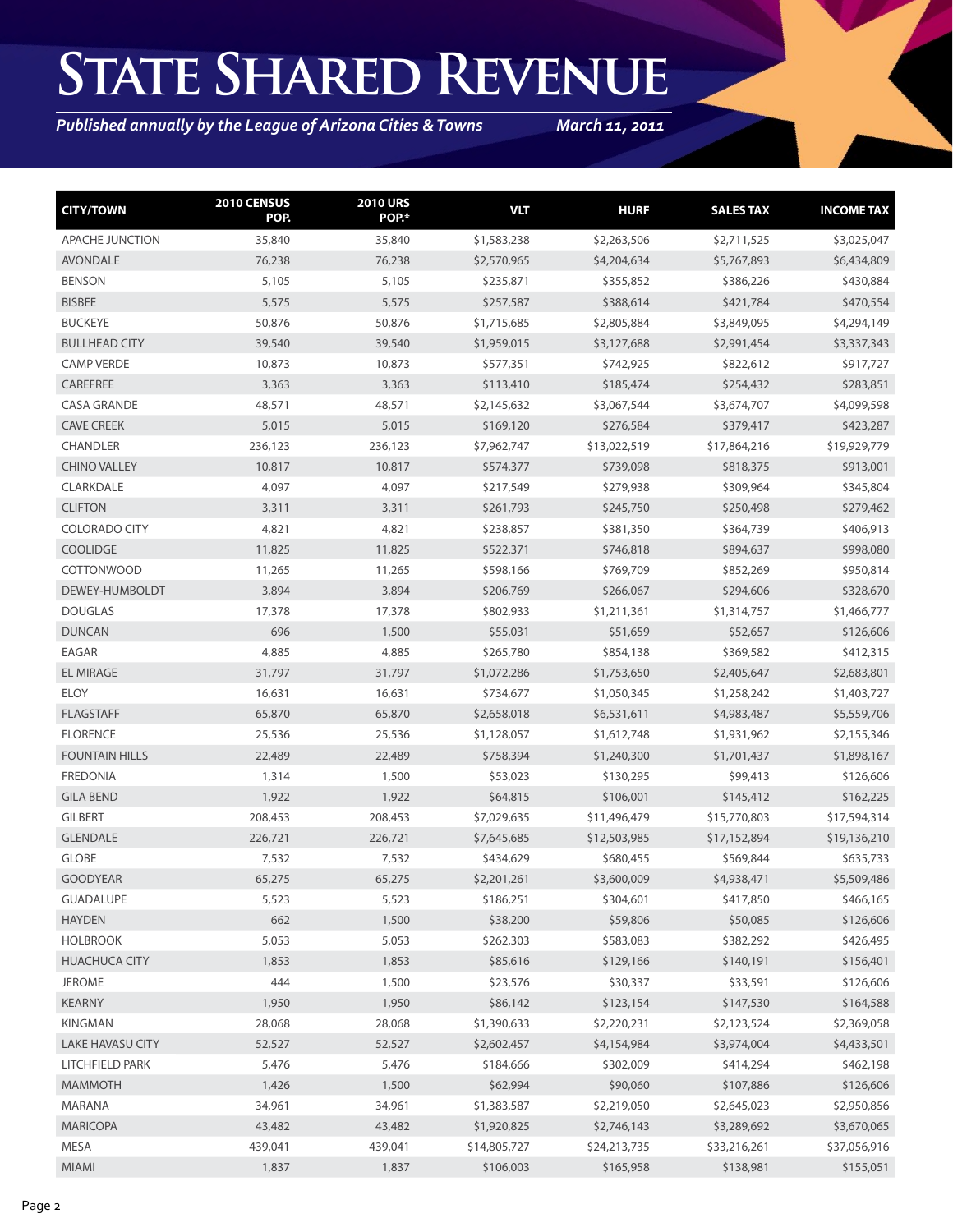# STATE SHARED REVENUE

*Published annually by the League of Arizona Cities & Towns* *March 11, 2011*

| CITY/TOWN | 2010 CENSUS POP. | 2010 URS POP.* | VLT | HURF | SALES TAX | INCOME TAX |
|---|---|---|---|---|---|---|
| APACHE JUNCTION | 35,840 | 35,840 | $1,583,238 | $2,263,506 | $2,711,525 | $3,025,047 |
| AVONDALE | 76,238 | 76,238 | $2,570,965 | $4,204,634 | $5,767,893 | $6,434,809 |
| BENSON | 5,105 | 5,105 | $235,871 | $355,852 | $386,226 | $430,884 |
| BISBEE | 5,575 | 5,575 | $257,587 | $388,614 | $421,784 | $470,554 |
| BUCKEYE | 50,876 | 50,876 | $1,715,685 | $2,805,884 | $3,849,095 | $4,294,149 |
| BULLHEAD CITY | 39,540 | 39,540 | $1,959,015 | $3,127,688 | $2,991,454 | $3,337,343 |
| CAMP VERDE | 10,873 | 10,873 | $577,351 | $742,925 | $822,612 | $917,727 |
| CAREFREE | 3,363 | 3,363 | $113,410 | $185,474 | $254,432 | $283,851 |
| CASA GRANDE | 48,571 | 48,571 | $2,145,632 | $3,067,544 | $3,674,707 | $4,099,598 |
| CAVE CREEK | 5,015 | 5,015 | $169,120 | $276,584 | $379,417 | $423,287 |
| CHANDLER | 236,123 | 236,123 | $7,962,747 | $13,022,519 | $17,864,216 | $19,929,779 |
| CHINO VALLEY | 10,817 | 10,817 | $574,377 | $739,098 | $818,375 | $913,001 |
| CLARKDALE | 4,097 | 4,097 | $217,549 | $279,938 | $309,964 | $345,804 |
| CLIFTON | 3,311 | 3,311 | $261,793 | $245,750 | $250,498 | $279,462 |
| COLORADO CITY | 4,821 | 4,821 | $238,857 | $381,350 | $364,739 | $406,913 |
| COOLIDGE | 11,825 | 11,825 | $522,371 | $746,818 | $894,637 | $998,080 |
| COTTONWOOD | 11,265 | 11,265 | $598,166 | $769,709 | $852,269 | $950,814 |
| DEWEY-HUMBOLDT | 3,894 | 3,894 | $206,769 | $266,067 | $294,606 | $328,670 |
| DOUGLAS | 17,378 | 17,378 | $802,933 | $1,211,361 | $1,314,757 | $1,466,777 |
| DUNCAN | 696 | 1,500 | $55,031 | $51,659 | $52,657 | $126,606 |
| EAGAR | 4,885 | 4,885 | $265,780 | $854,138 | $369,582 | $412,315 |
| EL MIRAGE | 31,797 | 31,797 | $1,072,286 | $1,753,650 | $2,405,647 | $2,683,801 |
| ELOY | 16,631 | 16,631 | $734,677 | $1,050,345 | $1,258,242 | $1,403,727 |
| FLAGSTAFF | 65,870 | 65,870 | $2,658,018 | $6,531,611 | $4,983,487 | $5,559,706 |
| FLORENCE | 25,536 | 25,536 | $1,128,057 | $1,612,748 | $1,931,962 | $2,155,346 |
| FOUNTAIN HILLS | 22,489 | 22,489 | $758,394 | $1,240,300 | $1,701,437 | $1,898,167 |
| FREDONIA | 1,314 | 1,500 | $53,023 | $130,295 | $99,413 | $126,606 |
| GILA BEND | 1,922 | 1,922 | $64,815 | $106,001 | $145,412 | $162,225 |
| GILBERT | 208,453 | 208,453 | $7,029,635 | $11,496,479 | $15,770,803 | $17,594,314 |
| GLENDALE | 226,721 | 226,721 | $7,645,685 | $12,503,985 | $17,152,894 | $19,136,210 |
| GLOBE | 7,532 | 7,532 | $434,629 | $680,455 | $569,844 | $635,733 |
| GOODYEAR | 65,275 | 65,275 | $2,201,261 | $3,600,009 | $4,938,471 | $5,509,486 |
| GUADALUPE | 5,523 | 5,523 | $186,251 | $304,601 | $417,850 | $466,165 |
| HAYDEN | 662 | 1,500 | $38,200 | $59,806 | $50,085 | $126,606 |
| HOLBROOK | 5,053 | 5,053 | $262,303 | $583,083 | $382,292 | $426,495 |
| HUACHUCA CITY | 1,853 | 1,853 | $85,616 | $129,166 | $140,191 | $156,401 |
| JEROME | 444 | 1,500 | $23,576 | $30,337 | $33,591 | $126,606 |
| KEARNY | 1,950 | 1,950 | $86,142 | $123,154 | $147,530 | $164,588 |
| KINGMAN | 28,068 | 28,068 | $1,390,633 | $2,220,231 | $2,123,524 | $2,369,058 |
| LAKE HAVASU CITY | 52,527 | 52,527 | $2,602,457 | $4,154,984 | $3,974,004 | $4,433,501 |
| LITCHFIELD PARK | 5,476 | 5,476 | $184,666 | $302,009 | $414,294 | $462,198 |
| MAMMOTH | 1,426 | 1,500 | $62,994 | $90,060 | $107,886 | $126,606 |
| MARANA | 34,961 | 34,961 | $1,383,587 | $2,219,050 | $2,645,023 | $2,950,856 |
| MARICOPA | 43,482 | 43,482 | $1,920,825 | $2,746,143 | $3,289,692 | $3,670,065 |
| MESA | 439,041 | 439,041 | $14,805,727 | $24,213,735 | $33,216,261 | $37,056,916 |
| MIAMI | 1,837 | 1,837 | $106,003 | $165,958 | $138,981 | $155,051 |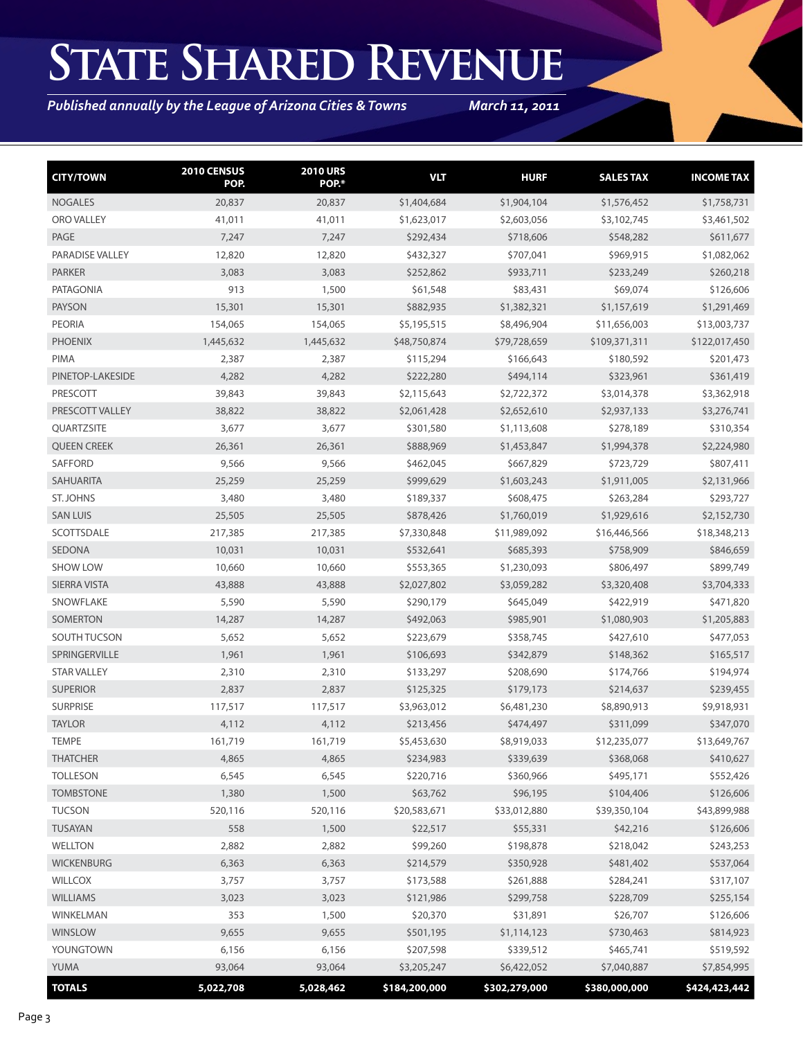# State Shared Revenue

*Published annually by the League of Arizona Cities & Towns* *March 11, 2011*

| CITY/TOWN | 2010 CENSUS POP. | 2010 URS POP.* | VLT | HURF | SALES TAX | INCOME TAX |
|---|---|---|---|---|---|---|
| NOGALES | 20,837 | 20,837 | $1,404,684 | $1,904,104 | $1,576,452 | $1,758,731 |
| ORO VALLEY | 41,011 | 41,011 | $1,623,017 | $2,603,056 | $3,102,745 | $3,461,502 |
| PAGE | 7,247 | 7,247 | $292,434 | $718,606 | $548,282 | $611,677 |
| PARADISE VALLEY | 12,820 | 12,820 | $432,327 | $707,041 | $969,915 | $1,082,062 |
| PARKER | 3,083 | 3,083 | $252,862 | $933,711 | $233,249 | $260,218 |
| PATAGONIA | 913 | 1,500 | $61,548 | $83,431 | $69,074 | $126,606 |
| PAYSON | 15,301 | 15,301 | $882,935 | $1,382,321 | $1,157,619 | $1,291,469 |
| PEORIA | 154,065 | 154,065 | $5,195,515 | $8,496,904 | $11,656,003 | $13,003,737 |
| PHOENIX | 1,445,632 | 1,445,632 | $48,750,874 | $79,728,659 | $109,371,311 | $122,017,450 |
| PIMA | 2,387 | 2,387 | $115,294 | $166,643 | $180,592 | $201,473 |
| PINETOP-LAKESIDE | 4,282 | 4,282 | $222,280 | $494,114 | $323,961 | $361,419 |
| PRESCOTT | 39,843 | 39,843 | $2,115,643 | $2,722,372 | $3,014,378 | $3,362,918 |
| PRESCOTT VALLEY | 38,822 | 38,822 | $2,061,428 | $2,652,610 | $2,937,133 | $3,276,741 |
| QUARTZSITE | 3,677 | 3,677 | $301,580 | $1,113,608 | $278,189 | $310,354 |
| QUEEN CREEK | 26,361 | 26,361 | $888,969 | $1,453,847 | $1,994,378 | $2,224,980 |
| SAFFORD | 9,566 | 9,566 | $462,045 | $667,829 | $723,729 | $807,411 |
| SAHUARITA | 25,259 | 25,259 | $999,629 | $1,603,243 | $1,911,005 | $2,131,966 |
| ST. JOHNS | 3,480 | 3,480 | $189,337 | $608,475 | $263,284 | $293,727 |
| SAN LUIS | 25,505 | 25,505 | $878,426 | $1,760,019 | $1,929,616 | $2,152,730 |
| SCOTTSDALE | 217,385 | 217,385 | $7,330,848 | $11,989,092 | $16,446,566 | $18,348,213 |
| SEDONA | 10,031 | 10,031 | $532,641 | $685,393 | $758,909 | $846,659 |
| SHOW LOW | 10,660 | 10,660 | $553,365 | $1,230,093 | $806,497 | $899,749 |
| SIERRA VISTA | 43,888 | 43,888 | $2,027,802 | $3,059,282 | $3,320,408 | $3,704,333 |
| SNOWFLAKE | 5,590 | 5,590 | $290,179 | $645,049 | $422,919 | $471,820 |
| SOMERTON | 14,287 | 14,287 | $492,063 | $985,901 | $1,080,903 | $1,205,883 |
| SOUTH TUCSON | 5,652 | 5,652 | $223,679 | $358,745 | $427,610 | $477,053 |
| SPRINGERVILLE | 1,961 | 1,961 | $106,693 | $342,879 | $148,362 | $165,517 |
| STAR VALLEY | 2,310 | 2,310 | $133,297 | $208,690 | $174,766 | $194,974 |
| SUPERIOR | 2,837 | 2,837 | $125,325 | $179,173 | $214,637 | $239,455 |
| SURPRISE | 117,517 | 117,517 | $3,963,012 | $6,481,230 | $8,890,913 | $9,918,931 |
| TAYLOR | 4,112 | 4,112 | $213,456 | $474,497 | $311,099 | $347,070 |
| TEMPE | 161,719 | 161,719 | $5,453,630 | $8,919,033 | $12,235,077 | $13,649,767 |
| THATCHER | 4,865 | 4,865 | $234,983 | $339,639 | $368,068 | $410,627 |
| TOLLESON | 6,545 | 6,545 | $220,716 | $360,966 | $495,171 | $552,426 |
| TOMBSTONE | 1,380 | 1,500 | $63,762 | $96,195 | $104,406 | $126,606 |
| TUCSON | 520,116 | 520,116 | $20,583,671 | $33,012,880 | $39,350,104 | $43,899,988 |
| TUSAYAN | 558 | 1,500 | $22,517 | $55,331 | $42,216 | $126,606 |
| WELLTON | 2,882 | 2,882 | $99,260 | $198,878 | $218,042 | $243,253 |
| WICKENBURG | 6,363 | 6,363 | $214,579 | $350,928 | $481,402 | $537,064 |
| WILLCOX | 3,757 | 3,757 | $173,588 | $261,888 | $284,241 | $317,107 |
| WILLIAMS | 3,023 | 3,023 | $121,986 | $299,758 | $228,709 | $255,154 |
| WINKELMAN | 353 | 1,500 | $20,370 | $31,891 | $26,707 | $126,606 |
| WINSLOW | 9,655 | 9,655 | $501,195 | $1,114,123 | $730,463 | $814,923 |
| YOUNGTOWN | 6,156 | 6,156 | $207,598 | $339,512 | $465,741 | $519,592 |
| YUMA | 93,064 | 93,064 | $3,205,247 | $6,422,052 | $7,040,887 | $7,854,995 |
| **TOTALS** | **5,022,708** | **5,028,462** | **$184,200,000** | **$302,279,000** | **$380,000,000** | **$424,423,442** |